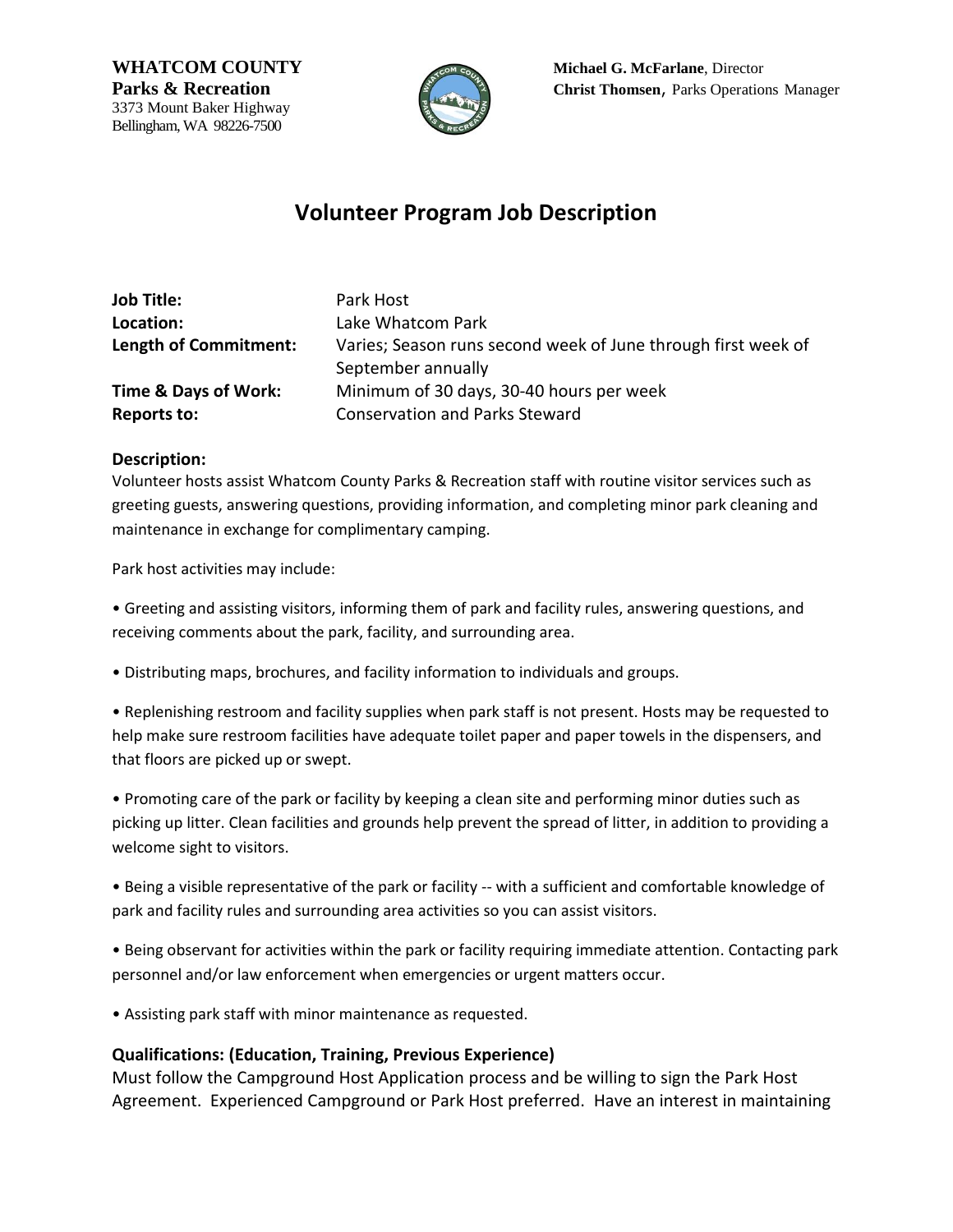**WHATCOM COUNTY**
**Parks & Recreation**
3373 Mount Baker Highway
Bellingham, WA 98226-7500

**Michael G. McFarlane**, Director
**Christ Thomsen**, Parks Operations Manager

# Volunteer Program Job Description

| | |
|---|---|
| **Job Title:** | Park Host |
| **Location:** | Lake Whatcom Park |
| **Length of Commitment:** | Varies; Season runs second week of June through first week of September annually |
| **Time & Days of Work:** | Minimum of 30 days, 30-40 hours per week |
| **Reports to:** | Conservation and Parks Steward |

### Description:

Volunteer hosts assist Whatcom County Parks & Recreation staff with routine visitor services such as greeting guests, answering questions, providing information, and completing minor park cleaning and maintenance in exchange for complimentary camping.

Park host activities may include:

- Greeting and assisting visitors, informing them of park and facility rules, answering questions, and receiving comments about the park, facility, and surrounding area.
- Distributing maps, brochures, and facility information to individuals and groups.
- Replenishing restroom and facility supplies when park staff is not present. Hosts may be requested to help make sure restroom facilities have adequate toilet paper and paper towels in the dispensers, and that floors are picked up or swept.
- Promoting care of the park or facility by keeping a clean site and performing minor duties such as picking up litter. Clean facilities and grounds help prevent the spread of litter, in addition to providing a welcome sight to visitors.
- Being a visible representative of the park or facility -- with a sufficient and comfortable knowledge of park and facility rules and surrounding area activities so you can assist visitors.
- Being observant for activities within the park or facility requiring immediate attention. Contacting park personnel and/or law enforcement when emergencies or urgent matters occur.
- Assisting park staff with minor maintenance as requested.

### Qualifications: (Education, Training, Previous Experience)

Must follow the Campground Host Application process and be willing to sign the Park Host Agreement. Experienced Campground or Park Host preferred. Have an interest in maintaining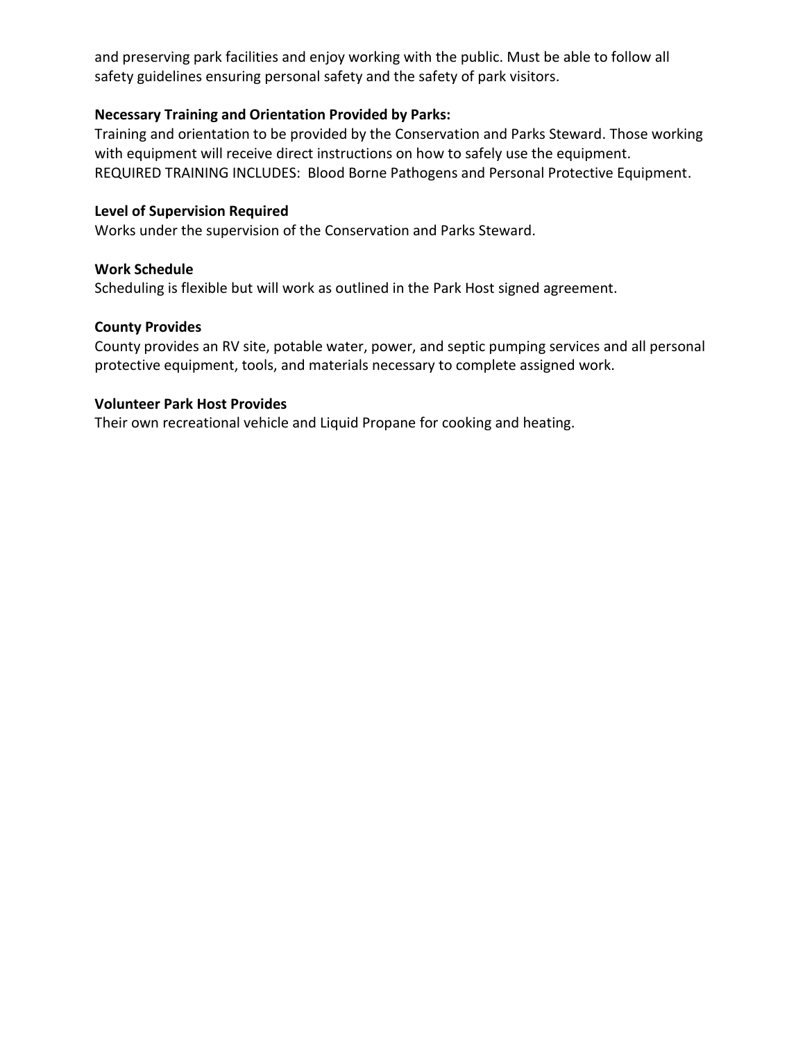and preserving park facilities and enjoy working with the public. Must be able to follow all safety guidelines ensuring personal safety and the safety of park visitors.

**Necessary Training and Orientation Provided by Parks:**

Training and orientation to be provided by the Conservation and Parks Steward. Those working with equipment will receive direct instructions on how to safely use the equipment. REQUIRED TRAINING INCLUDES: Blood Borne Pathogens and Personal Protective Equipment.

**Level of Supervision Required**

Works under the supervision of the Conservation and Parks Steward.

**Work Schedule**

Scheduling is flexible but will work as outlined in the Park Host signed agreement.

**County Provides**

County provides an RV site, potable water, power, and septic pumping services and all personal protective equipment, tools, and materials necessary to complete assigned work.

**Volunteer Park Host Provides**

Their own recreational vehicle and Liquid Propane for cooking and heating.